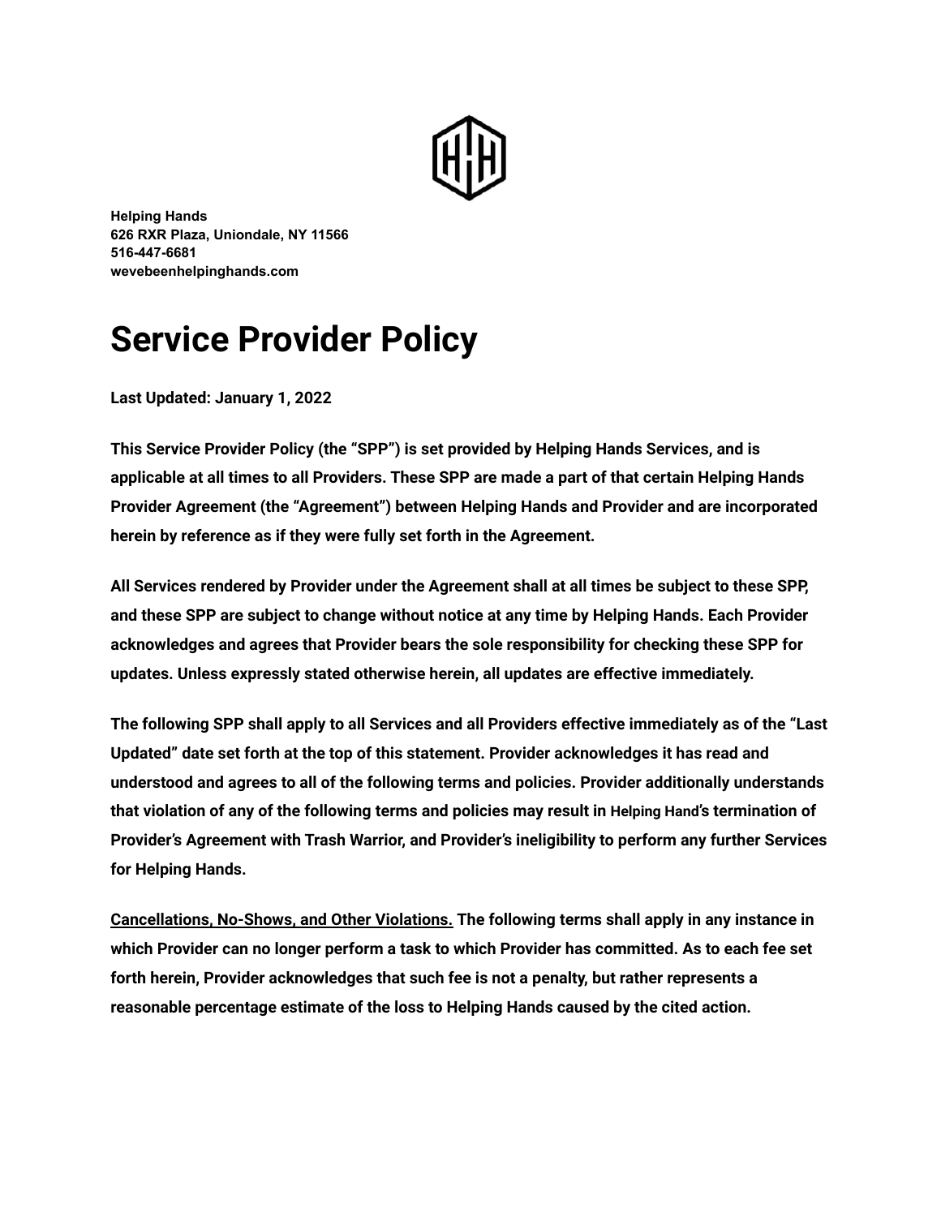**Helping Hands**
**626 RXR Plaza, Uniondale, NY 11566**
**516-447-6681**
**wevebeenhelpinghands.com**

# Service Provider Policy

**Last Updated: January 1, 2022**

**This Service Provider Policy (the "SPP") is set provided by Helping Hands Services, and is applicable at all times to all Providers. These SPP are made a part of that certain Helping Hands Provider Agreement (the "Agreement") between Helping Hands and Provider and are incorporated herein by reference as if they were fully set forth in the Agreement.**

**All Services rendered by Provider under the Agreement shall at all times be subject to these SPP, and these SPP are subject to change without notice at any time by Helping Hands. Each Provider acknowledges and agrees that Provider bears the sole responsibility for checking these SPP for updates. Unless expressly stated otherwise herein, all updates are effective immediately.**

**The following SPP shall apply to all Services and all Providers effective immediately as of the "Last Updated" date set forth at the top of this statement. Provider acknowledges it has read and understood and agrees to all of the following terms and policies. Provider additionally understands that violation of any of the following terms and policies may result in Helping Hand's termination of Provider's Agreement with Trash Warrior, and Provider's ineligibility to perform any further Services for Helping Hands.**

**<u>Cancellations, No-Shows, and Other Violations.</u> The following terms shall apply in any instance in which Provider can no longer perform a task to which Provider has committed. As to each fee set forth herein, Provider acknowledges that such fee is not a penalty, but rather represents a reasonable percentage estimate of the loss to Helping Hands caused by the cited action.**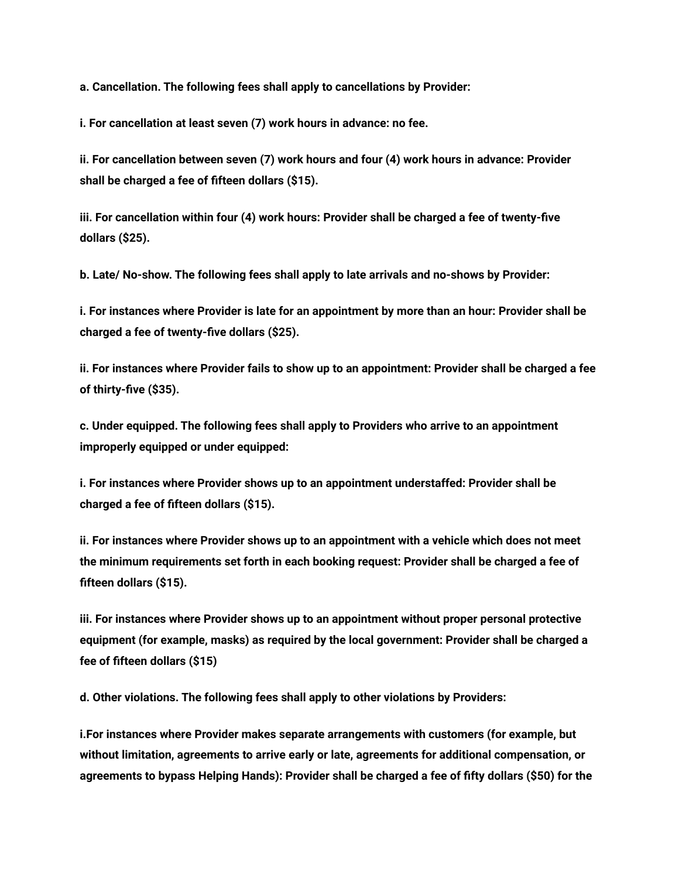**a. Cancellation. The following fees shall apply to cancellations by Provider:**

**i. For cancellation at least seven (7) work hours in advance: no fee.**

**ii. For cancellation between seven (7) work hours and four (4) work hours in advance: Provider shall be charged a fee of fifteen dollars ($15).**

**iii. For cancellation within four (4) work hours: Provider shall be charged a fee of twenty-five dollars ($25).**

**b. Late/ No-show. The following fees shall apply to late arrivals and no-shows by Provider:**

**i. For instances where Provider is late for an appointment by more than an hour: Provider shall be charged a fee of twenty-five dollars ($25).**

**ii. For instances where Provider fails to show up to an appointment: Provider shall be charged a fee of thirty-five ($35).**

**c. Under equipped. The following fees shall apply to Providers who arrive to an appointment improperly equipped or under equipped:**

**i. For instances where Provider shows up to an appointment understaffed: Provider shall be charged a fee of fifteen dollars ($15).**

**ii. For instances where Provider shows up to an appointment with a vehicle which does not meet the minimum requirements set forth in each booking request: Provider shall be charged a fee of fifteen dollars ($15).**

**iii. For instances where Provider shows up to an appointment without proper personal protective equipment (for example, masks) as required by the local government: Provider shall be charged a fee of fifteen dollars ($15)**

**d. Other violations. The following fees shall apply to other violations by Providers:**

**i.For instances where Provider makes separate arrangements with customers (for example, but without limitation, agreements to arrive early or late, agreements for additional compensation, or agreements to bypass Helping Hands): Provider shall be charged a fee of fifty dollars ($50) for the**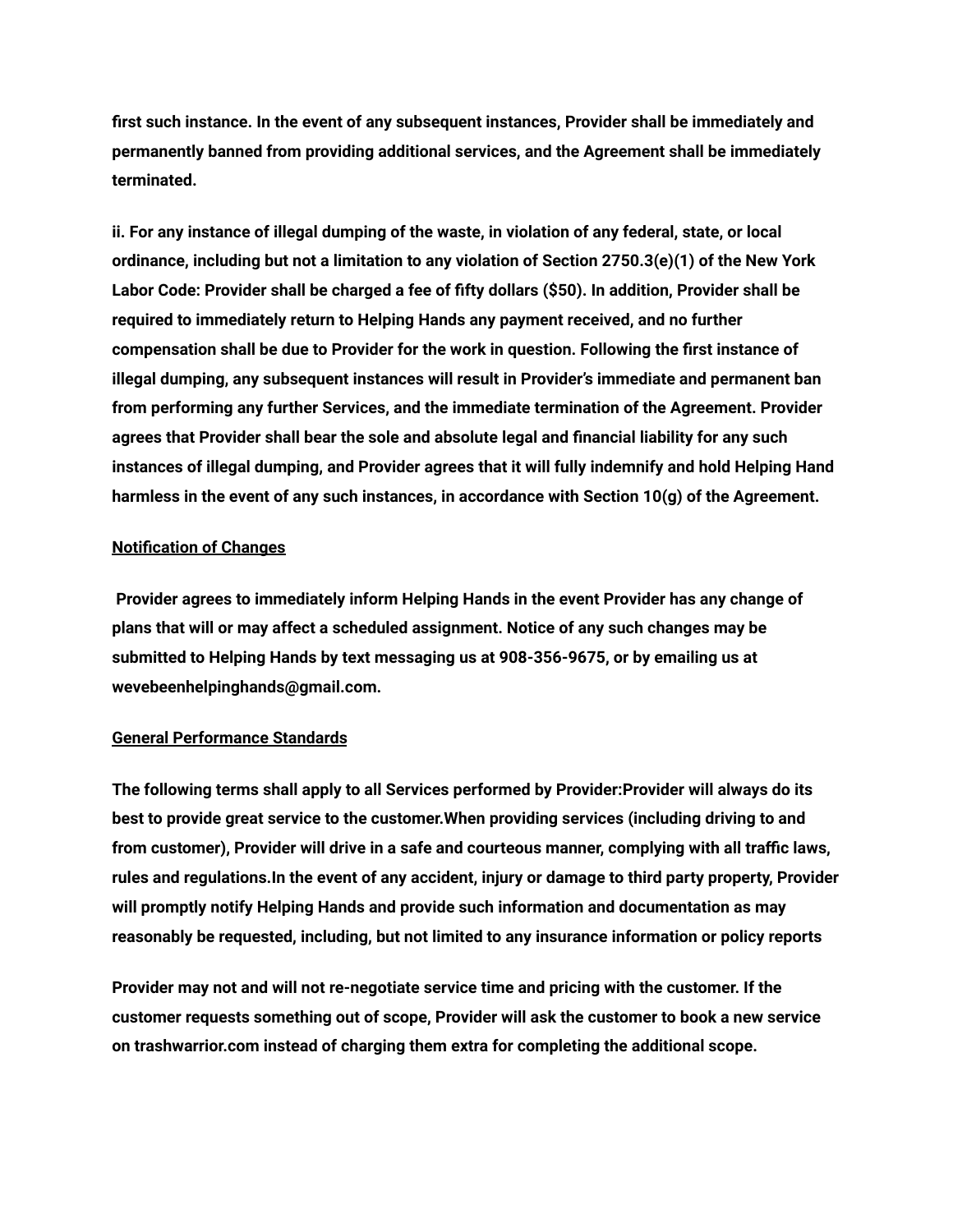**first such instance. In the event of any subsequent instances, Provider shall be immediately and permanently banned from providing additional services, and the Agreement shall be immediately terminated.**

**ii. For any instance of illegal dumping of the waste, in violation of any federal, state, or local ordinance, including but not a limitation to any violation of Section 2750.3(e)(1) of the New York Labor Code: Provider shall be charged a fee of fifty dollars ($50). In addition, Provider shall be required to immediately return to Helping Hands any payment received, and no further compensation shall be due to Provider for the work in question. Following the first instance of illegal dumping, any subsequent instances will result in Provider's immediate and permanent ban from performing any further Services, and the immediate termination of the Agreement. Provider agrees that Provider shall bear the sole and absolute legal and financial liability for any such instances of illegal dumping, and Provider agrees that it will fully indemnify and hold Helping Hand harmless in the event of any such instances, in accordance with Section 10(g) of the Agreement.**

**<u>Notification of Changes</u>**

**Provider agrees to immediately inform Helping Hands in the event Provider has any change of plans that will or may affect a scheduled assignment. Notice of any such changes may be submitted to Helping Hands by text messaging us at 908-356-9675, or by emailing us at wevebeenhelpinghands@gmail.com.**

**<u>General Performance Standards</u>**

**The following terms shall apply to all Services performed by Provider:Provider will always do its best to provide great service to the customer.When providing services (including driving to and from customer), Provider will drive in a safe and courteous manner, complying with all traffic laws, rules and regulations.In the event of any accident, injury or damage to third party property, Provider will promptly notify Helping Hands and provide such information and documentation as may reasonably be requested, including, but not limited to any insurance information or policy reports**

**Provider may not and will not re-negotiate service time and pricing with the customer. If the customer requests something out of scope, Provider will ask the customer to book a new service on trashwarrior.com instead of charging them extra for completing the additional scope.**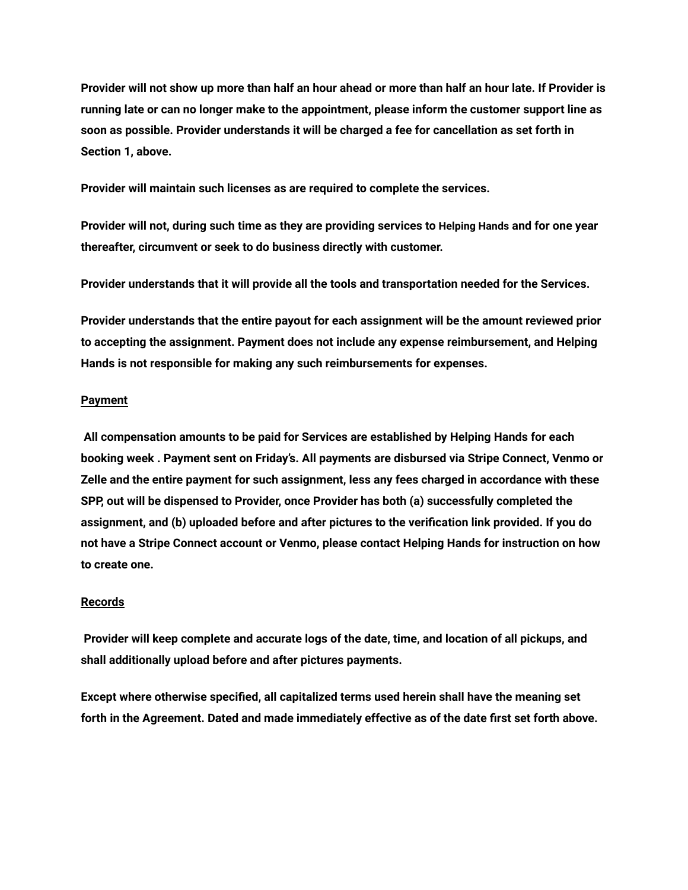**Provider will not show up more than half an hour ahead or more than half an hour late. If Provider is running late or can no longer make to the appointment, please inform the customer support line as soon as possible. Provider understands it will be charged a fee for cancellation as set forth in Section 1, above.**

**Provider will maintain such licenses as are required to complete the services.**

**Provider will not, during such time as they are providing services to Helping Hands and for one year thereafter, circumvent or seek to do business directly with customer.**

**Provider understands that it will provide all the tools and transportation needed for the Services.**

**Provider understands that the entire payout for each assignment will be the amount reviewed prior to accepting the assignment. Payment does not include any expense reimbursement, and Helping Hands is not responsible for making any such reimbursements for expenses.**

**<u>Payment</u>**

**All compensation amounts to be paid for Services are established by Helping Hands for each booking week . Payment sent on Friday's. All payments are disbursed via Stripe Connect, Venmo or Zelle and the entire payment for such assignment, less any fees charged in accordance with these SPP, out will be dispensed to Provider, once Provider has both (a) successfully completed the assignment, and (b) uploaded before and after pictures to the verification link provided. If you do not have a Stripe Connect account or Venmo, please contact Helping Hands for instruction on how to create one.**

**<u>Records</u>**

**Provider will keep complete and accurate logs of the date, time, and location of all pickups, and shall additionally upload before and after pictures payments.**

**Except where otherwise specified, all capitalized terms used herein shall have the meaning set forth in the Agreement. Dated and made immediately effective as of the date first set forth above.**